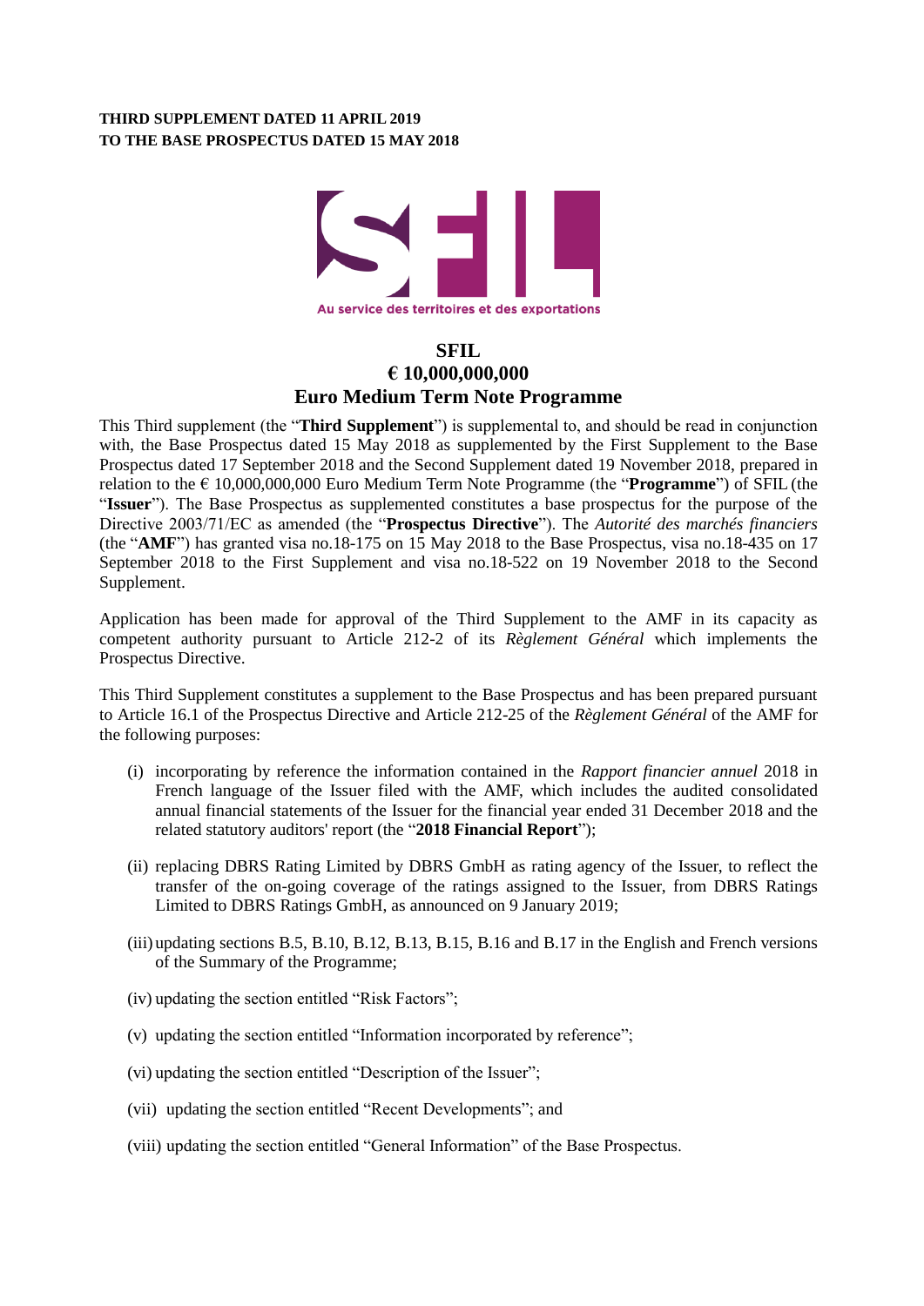**THIRD SUPPLEMENT DATED 11 APRIL 2019**
**TO THE BASE PROSPECTUS DATED 15 MAY 2018**

Au service des territoires et des exportations

# SFIL
## € 10,000,000,000
## Euro Medium Term Note Programme

This Third supplement (the "**Third Supplement**") is supplemental to, and should be read in conjunction with, the Base Prospectus dated 15 May 2018 as supplemented by the First Supplement to the Base Prospectus dated 17 September 2018 and the Second Supplement dated 19 November 2018, prepared in relation to the € 10,000,000,000 Euro Medium Term Note Programme (the "**Programme**") of SFIL (the "**Issuer**"). The Base Prospectus as supplemented constitutes a base prospectus for the purpose of the Directive 2003/71/EC as amended (the "**Prospectus Directive**"). The *Autorité des marchés financiers* (the "**AMF**") has granted visa no.18-175 on 15 May 2018 to the Base Prospectus, visa no.18-435 on 17 September 2018 to the First Supplement and visa no.18-522 on 19 November 2018 to the Second Supplement.

Application has been made for approval of the Third Supplement to the AMF in its capacity as competent authority pursuant to Article 212-2 of its *Règlement Général* which implements the Prospectus Directive.

This Third Supplement constitutes a supplement to the Base Prospectus and has been prepared pursuant to Article 16.1 of the Prospectus Directive and Article 212-25 of the *Règlement Général* of the AMF for the following purposes:

(i) incorporating by reference the information contained in the *Rapport financier annuel* 2018 in French language of the Issuer filed with the AMF, which includes the audited consolidated annual financial statements of the Issuer for the financial year ended 31 December 2018 and the related statutory auditors' report (the "**2018 Financial Report**");

(ii) replacing DBRS Rating Limited by DBRS GmbH as rating agency of the Issuer, to reflect the transfer of the on-going coverage of the ratings assigned to the Issuer, from DBRS Ratings Limited to DBRS Ratings GmbH, as announced on 9 January 2019;

(iii) updating sections B.5, B.10, B.12, B.13, B.15, B.16 and B.17 in the English and French versions of the Summary of the Programme;

(iv) updating the section entitled "Risk Factors";

(v) updating the section entitled "Information incorporated by reference";

(vi) updating the section entitled "Description of the Issuer";

(vii) updating the section entitled "Recent Developments"; and

(viii) updating the section entitled "General Information" of the Base Prospectus.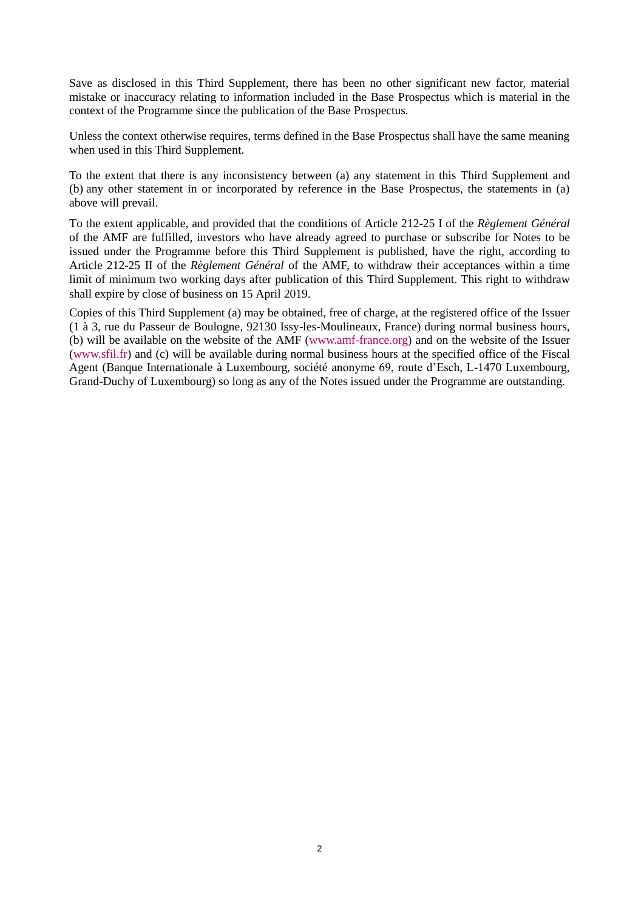Save as disclosed in this Third Supplement, there has been no other significant new factor, material mistake or inaccuracy relating to information included in the Base Prospectus which is material in the context of the Programme since the publication of the Base Prospectus.

Unless the context otherwise requires, terms defined in the Base Prospectus shall have the same meaning when used in this Third Supplement.

To the extent that there is any inconsistency between (a) any statement in this Third Supplement and (b) any other statement in or incorporated by reference in the Base Prospectus, the statements in (a) above will prevail.

To the extent applicable, and provided that the conditions of Article 212-25 I of the *Règlement Général* of the AMF are fulfilled, investors who have already agreed to purchase or subscribe for Notes to be issued under the Programme before this Third Supplement is published, have the right, according to Article 212-25 II of the *Règlement Général* of the AMF, to withdraw their acceptances within a time limit of minimum two working days after publication of this Third Supplement. This right to withdraw shall expire by close of business on 15 April 2019.

Copies of this Third Supplement (a) may be obtained, free of charge, at the registered office of the Issuer (1 à 3, rue du Passeur de Boulogne, 92130 Issy-les-Moulineaux, France) during normal business hours, (b) will be available on the website of the AMF (www.amf-france.org) and on the website of the Issuer (www.sfil.fr) and (c) will be available during normal business hours at the specified office of the Fiscal Agent (Banque Internationale à Luxembourg, société anonyme 69, route d'Esch, L-1470 Luxembourg, Grand-Duchy of Luxembourg) so long as any of the Notes issued under the Programme are outstanding.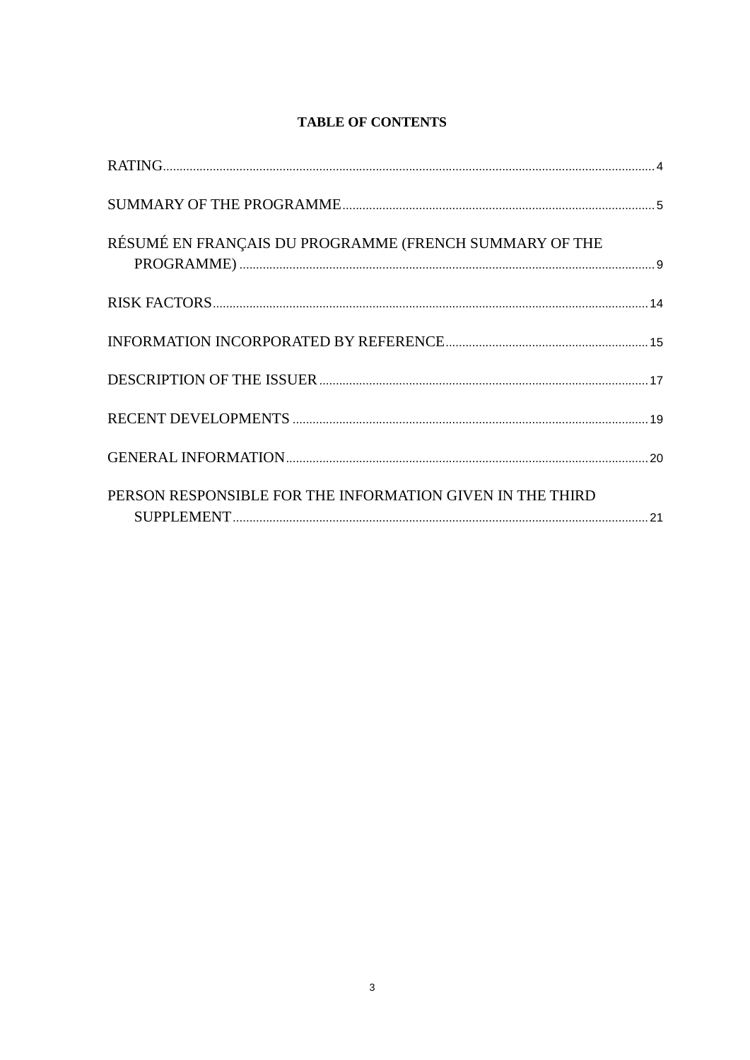**TABLE OF CONTENTS**

| | |
|---|---|
| RATING | 4 |
| SUMMARY OF THE PROGRAMME | 5 |
| RÉSUMÉ EN FRANÇAIS DU PROGRAMME (FRENCH SUMMARY OF THE PROGRAMME) | 9 |
| RISK FACTORS | 14 |
| INFORMATION INCORPORATED BY REFERENCE | 15 |
| DESCRIPTION OF THE ISSUER | 17 |
| RECENT DEVELOPMENTS | 19 |
| GENERAL INFORMATION | 20 |
| PERSON RESPONSIBLE FOR THE INFORMATION GIVEN IN THE THIRD SUPPLEMENT | 21 |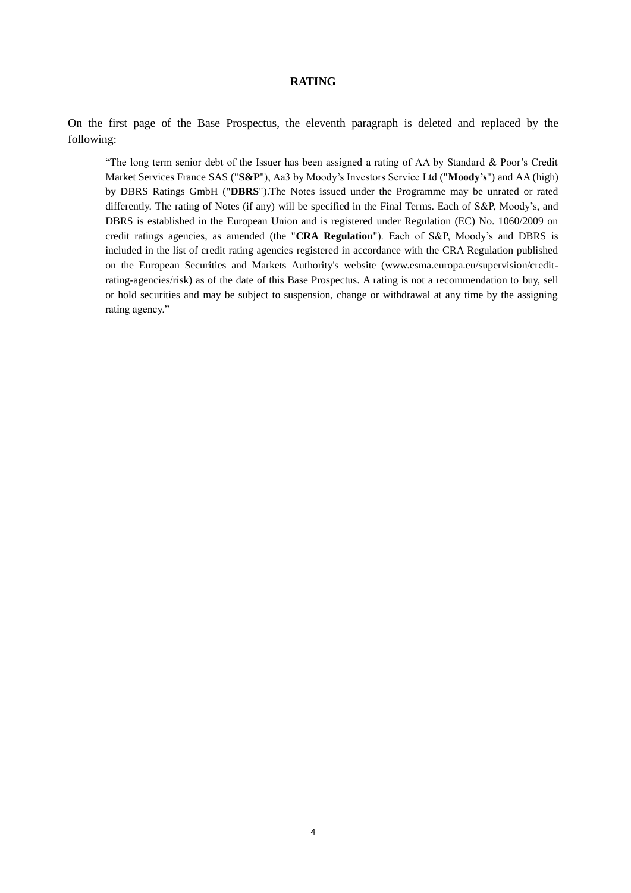# RATING

On the first page of the Base Prospectus, the eleventh paragraph is deleted and replaced by the following:

> "The long term senior debt of the Issuer has been assigned a rating of AA by Standard & Poor's Credit Market Services France SAS ("**S&P**"), Aa3 by Moody's Investors Service Ltd ("**Moody's**") and AA (high) by DBRS Ratings GmbH ("**DBRS**").The Notes issued under the Programme may be unrated or rated differently. The rating of Notes (if any) will be specified in the Final Terms. Each of S&P, Moody's, and DBRS is established in the European Union and is registered under Regulation (EC) No. 1060/2009 on credit ratings agencies, as amended (the "**CRA Regulation**"). Each of S&P, Moody's and DBRS is included in the list of credit rating agencies registered in accordance with the CRA Regulation published on the European Securities and Markets Authority's website (www.esma.europa.eu/supervision/credit-rating-agencies/risk) as of the date of this Base Prospectus. A rating is not a recommendation to buy, sell or hold securities and may be subject to suspension, change or withdrawal at any time by the assigning rating agency."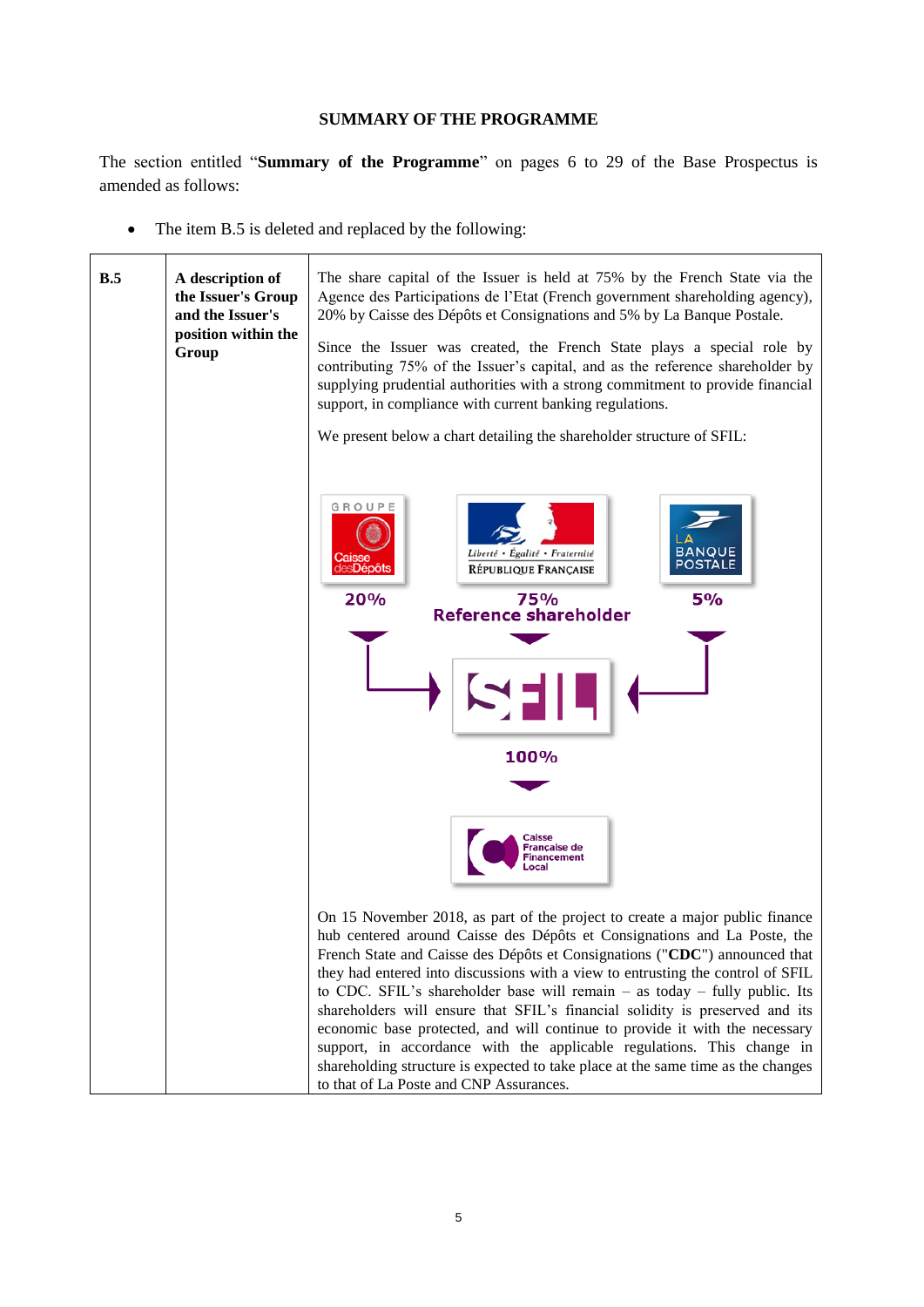## SUMMARY OF THE PROGRAMME

The section entitled "**Summary of the Programme**" on pages 6 to 29 of the Base Prospectus is amended as follows:

- The item B.5 is deleted and replaced by the following:

| | | |
|---|---|---|
| **B.5** | **A description of the Issuer's Group and the Issuer's position within the Group** | The share capital of the Issuer is held at 75% by the French State via the Agence des Participations de l'Etat (French government shareholding agency), 20% by Caisse des Dépôts et Consignations and 5% by La Banque Postale.<br><br>Since the Issuer was created, the French State plays a special role by contributing 75% of the Issuer's capital, and as the reference shareholder by supplying prudential authorities with a strong commitment to provide financial support, in compliance with current banking regulations.<br><br>We present below a chart detailing the shareholder structure of SFIL:<br><br>Groupe Caisse des Dépôts: 20%<br>République Française: 75% Reference shareholder<br>La Banque Postale: 5%<br>→ SFIL<br>100%<br>→ Caisse Française de Financement Local<br><br>On 15 November 2018, as part of the project to create a major public finance hub centered around Caisse des Dépôts et Consignations and La Poste, the French State and Caisse des Dépôts et Consignations ("**CDC**") announced that they had entered into discussions with a view to entrusting the control of SFIL to CDC. SFIL's shareholder base will remain – as today – fully public. Its shareholders will ensure that SFIL's financial solidity is preserved and its economic base protected, and will continue to provide it with the necessary support, in accordance with the applicable regulations. This change in shareholding structure is expected to take place at the same time as the changes to that of La Poste and CNP Assurances. |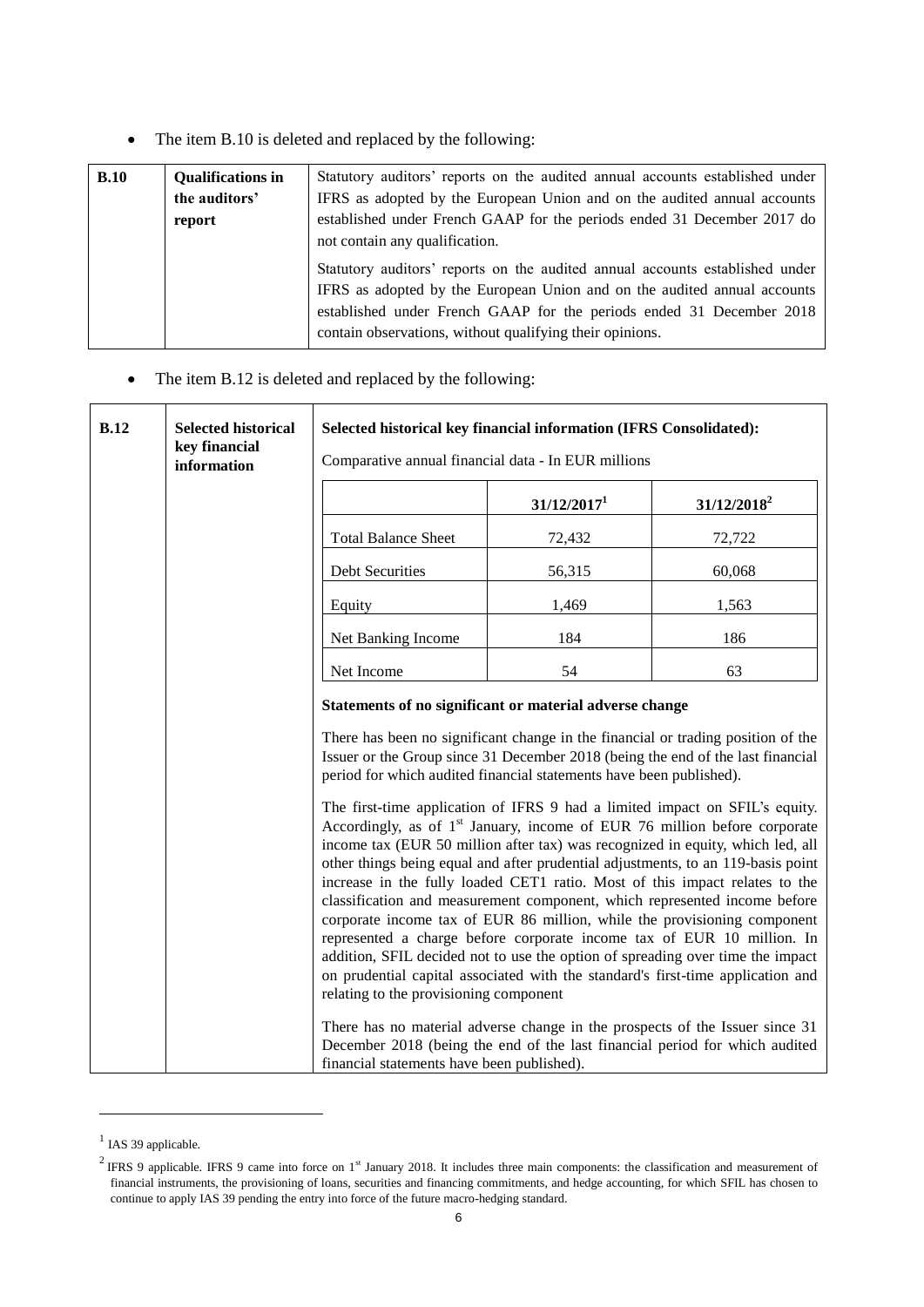- The item B.10 is deleted and replaced by the following:

| | | |
|---|---|---|
| **B.10** | **Qualifications in the auditors' report** | Statutory auditors' reports on the audited annual accounts established under IFRS as adopted by the European Union and on the audited annual accounts established under French GAAP for the periods ended 31 December 2017 do not contain any qualification.<br><br>Statutory auditors' reports on the audited annual accounts established under IFRS as adopted by the European Union and on the audited annual accounts established under French GAAP for the periods ended 31 December 2018 contain observations, without qualifying their opinions. |

- The item B.12 is deleted and replaced by the following:

**B.12** — **Selected historical key financial information**

**Selected historical key financial information (IFRS Consolidated):**

Comparative annual financial data - In EUR millions

| | 31/12/2017[1] | 31/12/2018[2] |
|---|---|---|
| Total Balance Sheet | 72,432 | 72,722 |
| Debt Securities | 56,315 | 60,068 |
| Equity | 1,469 | 1,563 |
| Net Banking Income | 184 | 186 |
| Net Income | 54 | 63 |

**Statements of no significant or material adverse change**

There has been no significant change in the financial or trading position of the Issuer or the Group since 31 December 2018 (being the end of the last financial period for which audited financial statements have been published).

The first-time application of IFRS 9 had a limited impact on SFIL's equity. Accordingly, as of 1st January, income of EUR 76 million before corporate income tax (EUR 50 million after tax) was recognized in equity, which led, all other things being equal and after prudential adjustments, to an 119-basis point increase in the fully loaded CET1 ratio. Most of this impact relates to the classification and measurement component, which represented income before corporate income tax of EUR 86 million, while the provisioning component represented a charge before corporate income tax of EUR 10 million. In addition, SFIL decided not to use the option of spreading over time the impact on prudential capital associated with the standard's first-time application and relating to the provisioning component

There has no material adverse change in the prospects of the Issuer since 31 December 2018 (being the end of the last financial period for which audited financial statements have been published).

[1] IAS 39 applicable.

[2] IFRS 9 applicable. IFRS 9 came into force on 1st January 2018. It includes three main components: the classification and measurement of financial instruments, the provisioning of loans, securities and financing commitments, and hedge accounting, for which SFIL has chosen to continue to apply IAS 39 pending the entry into force of the future macro-hedging standard.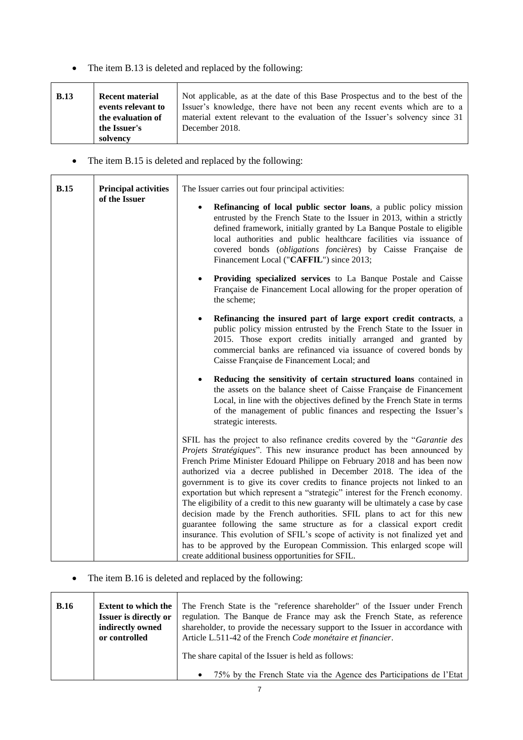- The item B.13 is deleted and replaced by the following:

| **B.13** | **Recent material events relevant to the evaluation of the Issuer's solvency** | Not applicable, as at the date of this Base Prospectus and to the best of the Issuer's knowledge, there have not been any recent events which are to a material extent relevant to the evaluation of the Issuer's solvency since 31 December 2018. |
|---|---|---|

- The item B.15 is deleted and replaced by the following:

| **B.15** | **Principal activities of the Issuer** | The Issuer carries out four principal activities:<br><br>• **Refinancing of local public sector loans**, a public policy mission entrusted by the French State to the Issuer in 2013, within a strictly defined framework, initially granted by La Banque Postale to eligible local authorities and public healthcare facilities via issuance of covered bonds (*obligations foncières*) by Caisse Française de Financement Local ("**CAFFIL**") since 2013;<br><br>• **Providing specialized services** to La Banque Postale and Caisse Française de Financement Local allowing for the proper operation of the scheme;<br><br>• **Refinancing the insured part of large export credit contracts**, a public policy mission entrusted by the French State to the Issuer in 2015. Those export credits initially arranged and granted by commercial banks are refinanced via issuance of covered bonds by Caisse Française de Financement Local; and<br><br>• **Reducing the sensitivity of certain structured loans** contained in the assets on the balance sheet of Caisse Française de Financement Local, in line with the objectives defined by the French State in terms of the management of public finances and respecting the Issuer's strategic interests. |
|---|---|---|
| | | SFIL has the project to also refinance credits covered by the "*Garantie des Projets Stratégiques*". This new insurance product has been announced by French Prime Minister Edouard Philippe on February 2018 and has been now authorized via a decree published in December 2018. The idea of the government is to give its cover credits to finance projects not linked to an exportation but which represent a "strategic" interest for the French economy. The eligibility of a credit to this new guaranty will be ultimately a case by case decision made by the French authorities. SFIL plans to act for this new guarantee following the same structure as for a classical export credit insurance. This evolution of SFIL's scope of activity is not finalized yet and has to be approved by the European Commission. This enlarged scope will create additional business opportunities for SFIL. |

- The item B.16 is deleted and replaced by the following:

| **B.16** | **Extent to which the Issuer is directly or indirectly owned or controlled** | The French State is the "reference shareholder" of the Issuer under French regulation. The Banque de France may ask the French State, as reference shareholder, to provide the necessary support to the Issuer in accordance with Article L.511-42 of the French *Code monétaire et financier*.<br><br>The share capital of the Issuer is held as follows:<br><br>• 75% by the French State via the Agence des Participations de l'Etat |
|---|---|---|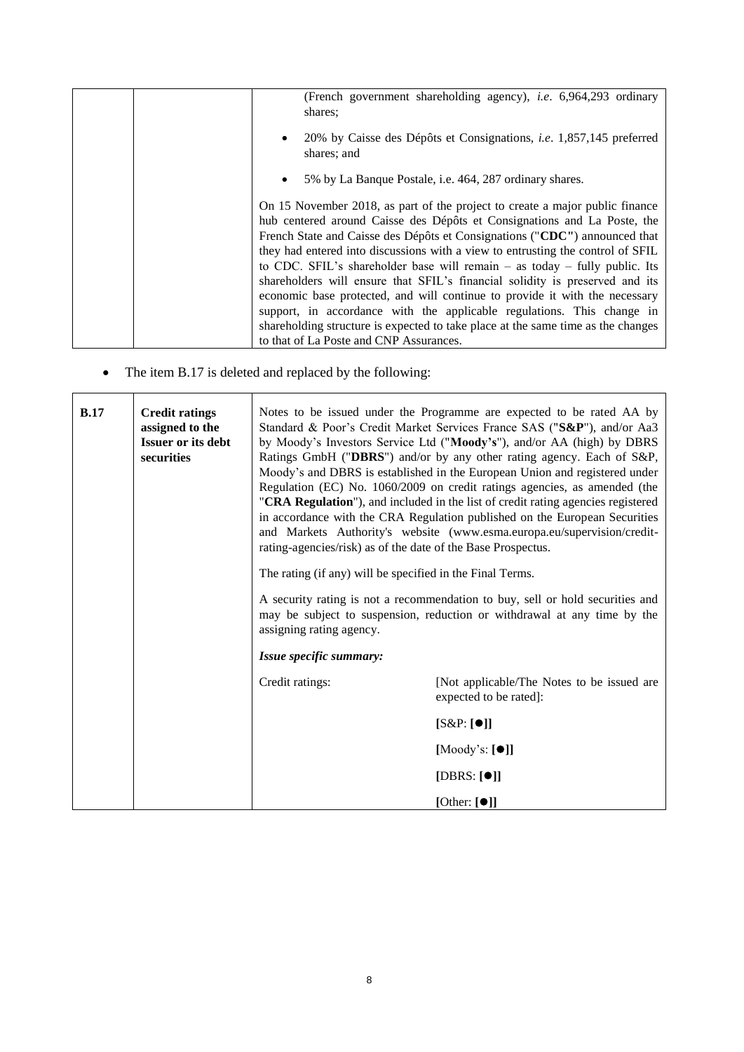| | | (French government shareholding agency), *i.e*. 6,964,293 ordinary shares;<br><br>• 20% by Caisse des Dépôts et Consignations, *i.e*. 1,857,145 preferred shares; and<br><br>• 5% by La Banque Postale, i.e. 464, 287 ordinary shares.<br><br>On 15 November 2018, as part of the project to create a major public finance hub centered around Caisse des Dépôts et Consignations and La Poste, the French State and Caisse des Dépôts et Consignations ("**CDC**") announced that they had entered into discussions with a view to entrusting the control of SFIL to CDC. SFIL's shareholder base will remain – as today – fully public. Its shareholders will ensure that SFIL's financial solidity is preserved and its economic base protected, and will continue to provide it with the necessary support, in accordance with the applicable regulations. This change in shareholding structure is expected to take place at the same time as the changes to that of La Poste and CNP Assurances. |
|---|---|---|

- The item B.17 is deleted and replaced by the following:

| **B.17** | **Credit ratings assigned to the Issuer or its debt securities** | Notes to be issued under the Programme are expected to be rated AA by Standard & Poor's Credit Market Services France SAS ("**S&P**"), and/or Aa3 by Moody's Investors Service Ltd ("**Moody's**"), and/or AA (high) by DBRS Ratings GmbH ("**DBRS**") and/or by any other rating agency. Each of S&P, Moody's and DBRS is established in the European Union and registered under Regulation (EC) No. 1060/2009 on credit ratings agencies, as amended (the "**CRA Regulation**"), and included in the list of credit rating agencies registered in accordance with the CRA Regulation published on the European Securities and Markets Authority's website (www.esma.europa.eu/supervision/credit-rating-agencies/risk) as of the date of the Base Prospectus.<br><br>The rating (if any) will be specified in the Final Terms.<br><br>A security rating is not a recommendation to buy, sell or hold securities and may be subject to suspension, reduction or withdrawal at any time by the assigning rating agency.<br><br>***Issue specific summary:***<br><br>Credit ratings: [Not applicable/The Notes to be issued are expected to be rated]:<br><br>**[**S&P: **[●]]**<br><br>**[**Moody's: **[●]]**<br><br>**[**DBRS: **[●]]**<br><br>**[**Other: **[●]]** |
|---|---|---|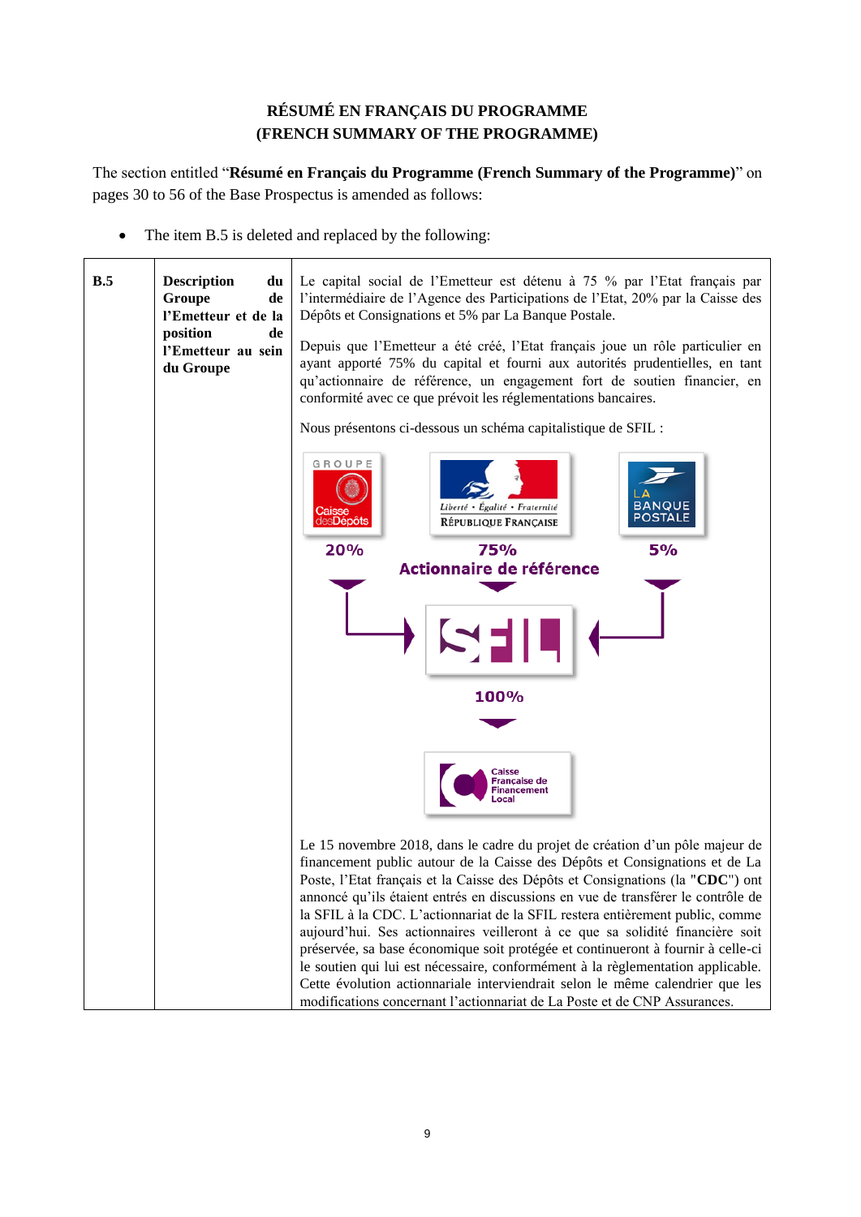**RÉSUMÉ EN FRANÇAIS DU PROGRAMME**
**(FRENCH SUMMARY OF THE PROGRAMME)**

The section entitled "**Résumé en Français du Programme (French Summary of the Programme)**" on pages 30 to 56 of the Base Prospectus is amended as follows:

- The item B.5 is deleted and replaced by the following:

| | | |
|---|---|---|
| **B.5** | **Description du Groupe de l'Emetteur et de la position de l'Emetteur au sein du Groupe** | Le capital social de l'Emetteur est détenu à 75 % par l'Etat français par l'intermédiaire de l'Agence des Participations de l'Etat, 20% par la Caisse des Dépôts et Consignations et 5% par La Banque Postale.<br><br>Depuis que l'Emetteur a été créé, l'Etat français joue un rôle particulier en ayant apporté 75% du capital et fourni aux autorités prudentielles, en tant qu'actionnaire de référence, un engagement fort de soutien financier, en conformité avec ce que prévoit les réglementations bancaires.<br><br>Nous présentons ci-dessous un schéma capitalistique de SFIL :<br><br>Groupe Caisse des Dépôts 20% — République Française 75% Actionnaire de référence — La Banque Postale 5% → SFIL → 100% → Caisse Française de Financement Local<br><br>Le 15 novembre 2018, dans le cadre du projet de création d'un pôle majeur de financement public autour de la Caisse des Dépôts et Consignations et de La Poste, l'Etat français et la Caisse des Dépôts et Consignations (la "**CDC**") ont annoncé qu'ils étaient entrés en discussions en vue de transférer le contrôle de la SFIL à la CDC. L'actionnariat de la SFIL restera entièrement public, comme aujourd'hui. Ses actionnaires veilleront à ce que sa solidité financière soit préservée, sa base économique soit protégée et continueront à fournir à celle-ci le soutien qui lui est nécessaire, conformément à la règlementation applicable. Cette évolution actionnariale interviendrait selon le même calendrier que les modifications concernant l'actionnariat de La Poste et de CNP Assurances. |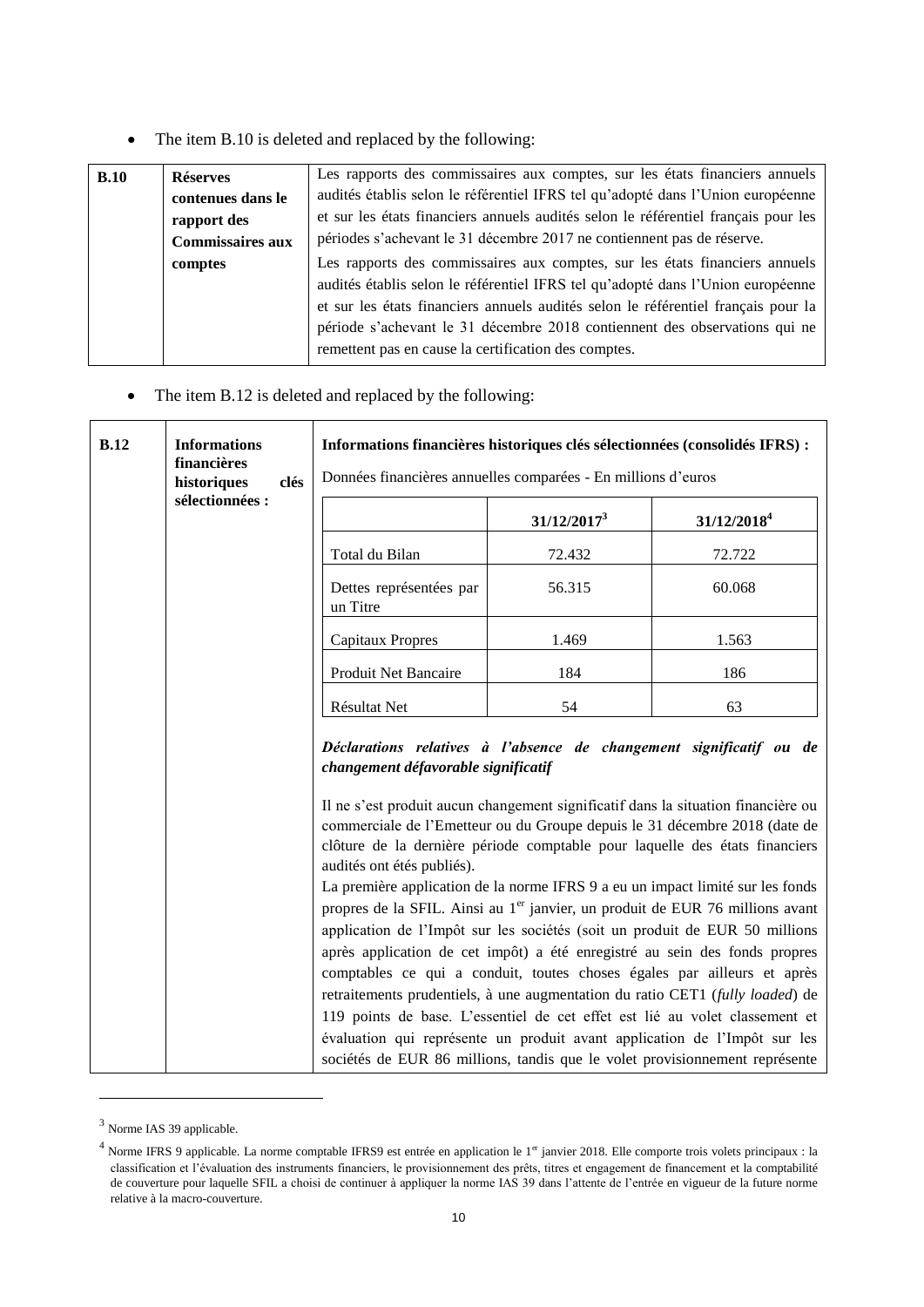- The item B.10 is deleted and replaced by the following:

| | | |
|---|---|---|
| **B.10** | **Réserves contenues dans le rapport des Commissaires aux comptes** | Les rapports des commissaires aux comptes, sur les états financiers annuels audités établis selon le référentiel IFRS tel qu'adopté dans l'Union européenne et sur les états financiers annuels audités selon le référentiel français pour les périodes s'achevant le 31 décembre 2017 ne contiennent pas de réserve.<br>Les rapports des commissaires aux comptes, sur les états financiers annuels audités établis selon le référentiel IFRS tel qu'adopté dans l'Union européenne et sur les états financiers annuels audités selon le référentiel français pour la période s'achevant le 31 décembre 2018 contiennent des observations qui ne remettent pas en cause la certification des comptes. |

- The item B.12 is deleted and replaced by the following:

**B.12** — **Informations financières historiques clés sélectionnées :**

**Informations financières historiques clés sélectionnées (consolidés IFRS) :**

Données financières annuelles comparées - En millions d'euros

| | 31/12/2017[3] | 31/12/2018[4] |
|---|---|---|
| Total du Bilan | 72.432 | 72.722 |
| Dettes représentées par un Titre | 56.315 | 60.068 |
| Capitaux Propres | 1.469 | 1.563 |
| Produit Net Bancaire | 184 | 186 |
| Résultat Net | 54 | 63 |

***Déclarations relatives à l'absence de changement significatif ou de changement défavorable significatif***

Il ne s'est produit aucun changement significatif dans la situation financière ou commerciale de l'Emetteur ou du Groupe depuis le 31 décembre 2018 (date de clôture de la dernière période comptable pour laquelle des états financiers audités ont étés publiés).

La première application de la norme IFRS 9 a eu un impact limité sur les fonds propres de la SFIL. Ainsi au 1[er] janvier, un produit de EUR 76 millions avant application de l'Impôt sur les sociétés (soit un produit de EUR 50 millions après application de cet impôt) a été enregistré au sein des fonds propres comptables ce qui a conduit, toutes choses égales par ailleurs et après retraitements prudentiels, à une augmentation du ratio CET1 (*fully loaded*) de 119 points de base. L'essentiel de cet effet est lié au volet classement et évaluation qui représente un produit avant application de l'Impôt sur les sociétés de EUR 86 millions, tandis que le volet provisionnement représente

---

[3] Norme IAS 39 applicable.

[4] Norme IFRS 9 applicable. La norme comptable IFRS9 est entrée en application le 1[er] janvier 2018. Elle comporte trois volets principaux : la classification et l'évaluation des instruments financiers, le provisionnement des prêts, titres et engagement de financement et la comptabilité de couverture pour laquelle SFIL a choisi de continuer à appliquer la norme IAS 39 dans l'attente de l'entrée en vigueur de la future norme relative à la macro-couverture.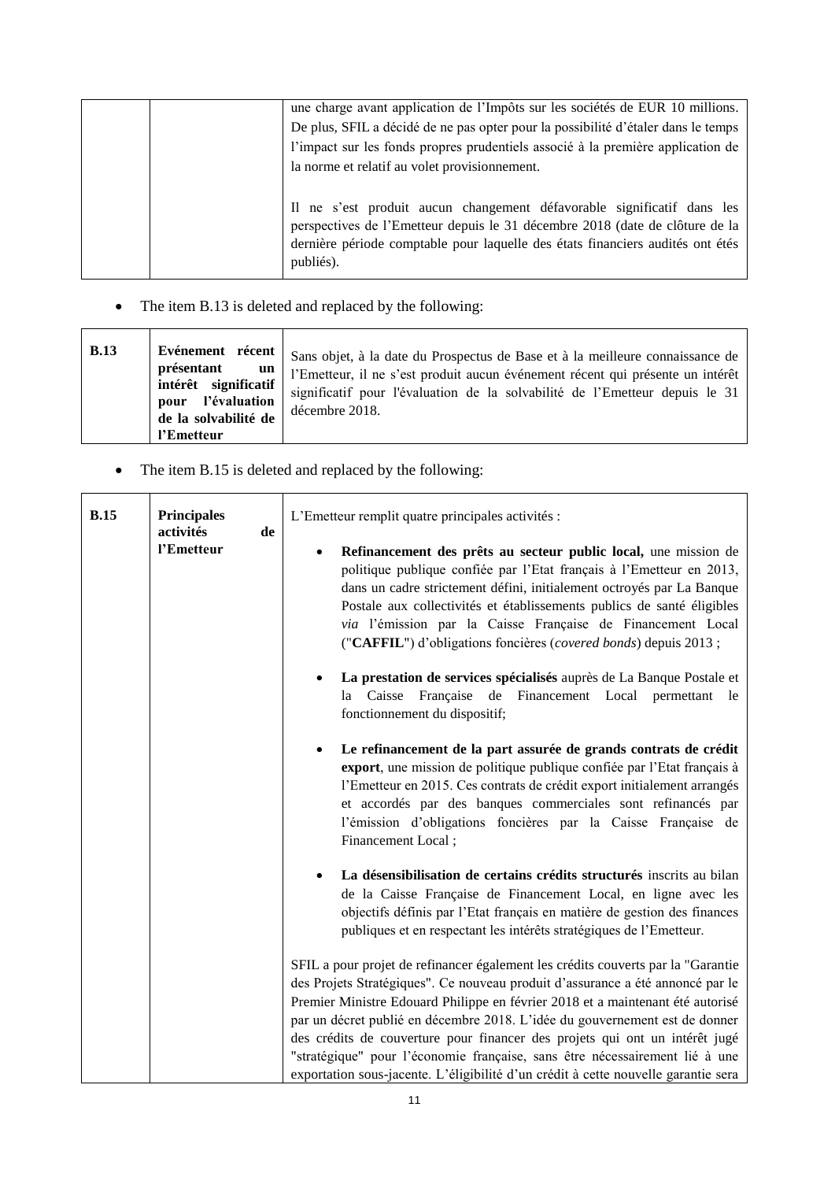| | | une charge avant application de l'Impôts sur les sociétés de EUR 10 millions. De plus, SFIL a décidé de ne pas opter pour la possibilité d'étaler dans le temps l'impact sur les fonds propres prudentiels associé à la première application de la norme et relatif au volet provisionnement.<br><br>Il ne s'est produit aucun changement défavorable significatif dans les perspectives de l'Emetteur depuis le 31 décembre 2018 (date de clôture de la dernière période comptable pour laquelle des états financiers audités ont étés publiés). |
|---|---|---|

- The item B.13 is deleted and replaced by the following:

| **B.13** | **Evénement récent présentant un intérêt significatif pour l'évaluation de la solvabilité de l'Emetteur** | Sans objet, à la date du Prospectus de Base et à la meilleure connaissance de l'Emetteur, il ne s'est produit aucun événement récent qui présente un intérêt significatif pour l'évaluation de la solvabilité de l'Emetteur depuis le 31 décembre 2018. |
|---|---|---|

- The item B.15 is deleted and replaced by the following:

| **B.15** | **Principales activités de l'Emetteur** | L'Emetteur remplit quatre principales activités :<br><br>• **Refinancement des prêts au secteur public local,** une mission de politique publique confiée par l'Etat français à l'Emetteur en 2013, dans un cadre strictement défini, initialement octroyés par La Banque Postale aux collectivités et établissements publics de santé éligibles *via* l'émission par la Caisse Française de Financement Local ("**CAFFIL**") d'obligations foncières (*covered bonds*) depuis 2013 ;<br><br>• **La prestation de services spécialisés** auprès de La Banque Postale et la Caisse Française de Financement Local permettant le fonctionnement du dispositif;<br><br>• **Le refinancement de la part assurée de grands contrats de crédit export**, une mission de politique publique confiée par l'Etat français à l'Emetteur en 2015. Ces contrats de crédit export initialement arrangés et accordés par des banques commerciales sont refinancés par l'émission d'obligations foncières par la Caisse Française de Financement Local ;<br><br>• **La désensibilisation de certains crédits structurés** inscrits au bilan de la Caisse Française de Financement Local, en ligne avec les objectifs définis par l'Etat français en matière de gestion des finances publiques et en respectant les intérêts stratégiques de l'Emetteur.<br><br>SFIL a pour projet de refinancer également les crédits couverts par la "Garantie des Projets Stratégiques". Ce nouveau produit d'assurance a été annoncé par le Premier Ministre Edouard Philippe en février 2018 et a maintenant été autorisé par un décret publié en décembre 2018. L'idée du gouvernement est de donner des crédits de couverture pour financer des projets qui ont un intérêt jugé "stratégique" pour l'économie française, sans être nécessairement lié à une exportation sous-jacente. L'éligibilité d'un crédit à cette nouvelle garantie sera |
|---|---|---|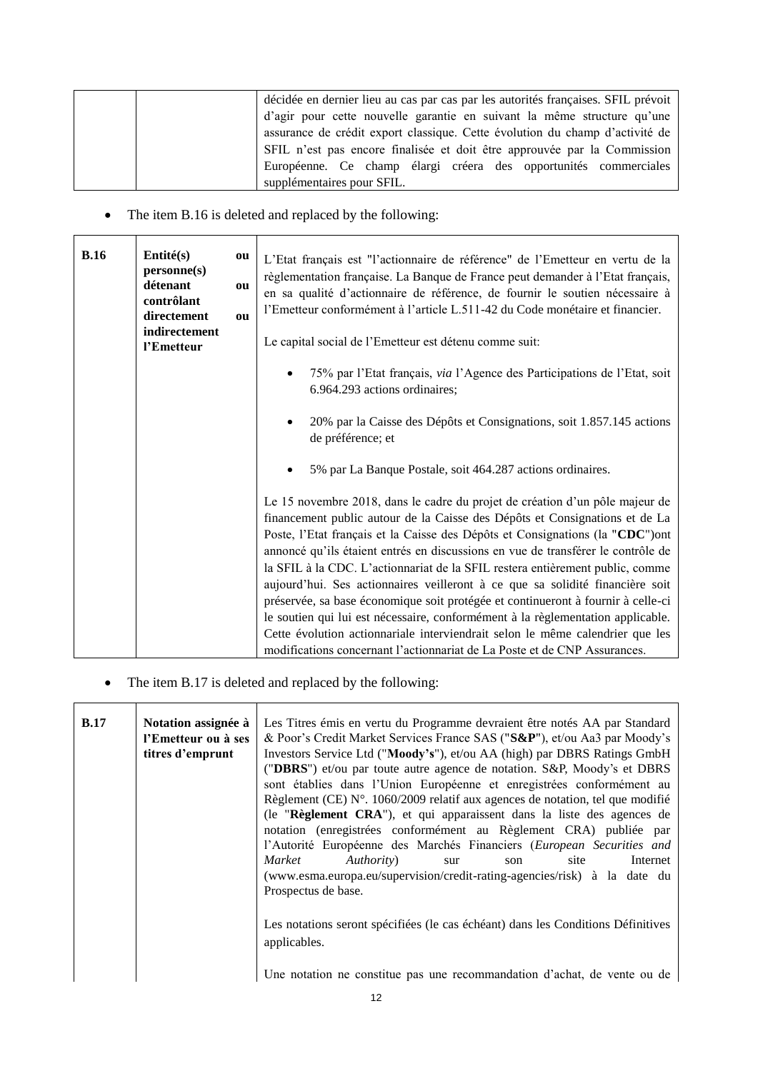| | | décidée en dernier lieu au cas par cas par les autorités françaises. SFIL prévoit d'agir pour cette nouvelle garantie en suivant la même structure qu'une assurance de crédit export classique. Cette évolution du champ d'activité de SFIL n'est pas encore finalisée et doit être approuvée par la Commission Européenne. Ce champ élargi créera des opportunités commerciales supplémentaires pour SFIL. |
|---|---|---|

- The item B.16 is deleted and replaced by the following:

| **B.16** | **Entité(s) ou personne(s) détenant ou contrôlant directement ou indirectement l'Emetteur** | L'Etat français est "l'actionnaire de référence" de l'Emetteur en vertu de la règlementation française. La Banque de France peut demander à l'Etat français, en sa qualité d'actionnaire de référence, de fournir le soutien nécessaire à l'Emetteur conformément à l'article L.511-42 du Code monétaire et financier.<br><br>Le capital social de l'Emetteur est détenu comme suit:<br><br>• 75% par l'Etat français, *via* l'Agence des Participations de l'Etat, soit 6.964.293 actions ordinaires;<br><br>• 20% par la Caisse des Dépôts et Consignations, soit 1.857.145 actions de préférence; et<br><br>• 5% par La Banque Postale, soit 464.287 actions ordinaires.<br><br>Le 15 novembre 2018, dans le cadre du projet de création d'un pôle majeur de financement public autour de la Caisse des Dépôts et Consignations et de La Poste, l'Etat français et la Caisse des Dépôts et Consignations (la "**CDC**")ont annoncé qu'ils étaient entrés en discussions en vue de transférer le contrôle de la SFIL à la CDC. L'actionnariat de la SFIL restera entièrement public, comme aujourd'hui. Ses actionnaires veilleront à ce que sa solidité financière soit préservée, sa base économique soit protégée et continueront à fournir à celle-ci le soutien qui lui est nécessaire, conformément à la règlementation applicable. Cette évolution actionnariale interviendrait selon le même calendrier que les modifications concernant l'actionnariat de La Poste et de CNP Assurances. |
|---|---|---|

- The item B.17 is deleted and replaced by the following:

| **B.17** | **Notation assignée à l'Emetteur ou à ses titres d'emprunt** | Les Titres émis en vertu du Programme devraient être notés AA par Standard & Poor's Credit Market Services France SAS ("**S&P**"), et/ou Aa3 par Moody's Investors Service Ltd ("**Moody's**"), et/ou AA (high) par DBRS Ratings GmbH ("**DBRS**") et/ou par toute autre agence de notation. S&P, Moody's et DBRS sont établies dans l'Union Européenne et enregistrées conformément au Règlement (CE) N°. 1060/2009 relatif aux agences de notation, tel que modifié (le "**Règlement CRA**"), et qui apparaissent dans la liste des agences de notation (enregistrées conformément au Règlement CRA) publiée par l'Autorité Européenne des Marchés Financiers (*European Securities and Market Authority*) sur son site Internet (www.esma.europa.eu/supervision/credit-rating-agencies/risk) à la date du Prospectus de base.<br><br>Les notations seront spécifiées (le cas échéant) dans les Conditions Définitives applicables.<br><br>Une notation ne constitue pas une recommandation d'achat, de vente ou de |
|---|---|---|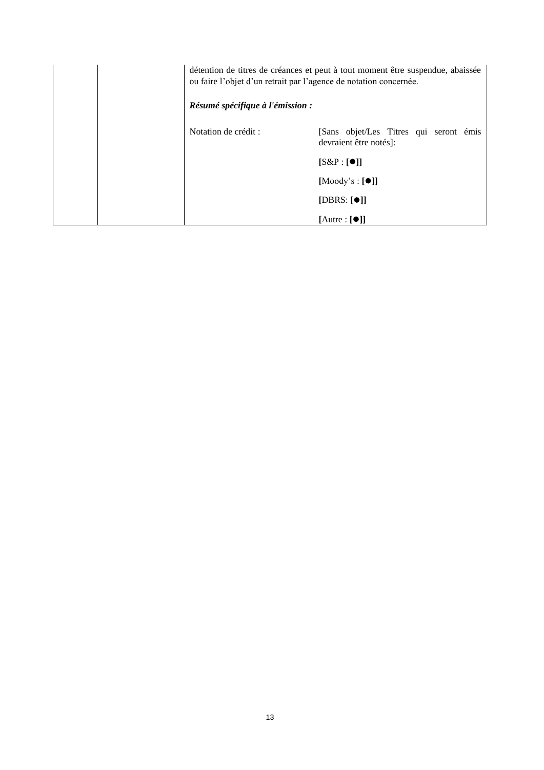| | | |
|---|---|---|
| | | détention de titres de créances et peut à tout moment être suspendue, abaissée ou faire l'objet d'un retrait par l'agence de notation concernée.<br><br>***Résumé spécifique à l'émission :***<br><br>Notation de crédit : [Sans objet/Les Titres qui seront émis devraient être notés]:<br><br>**[**S&P : **[●]]**<br><br>**[**Moody's : **[●]]**<br><br>**[**DBRS: **[●]]**<br><br>**[**Autre : **[●]]** |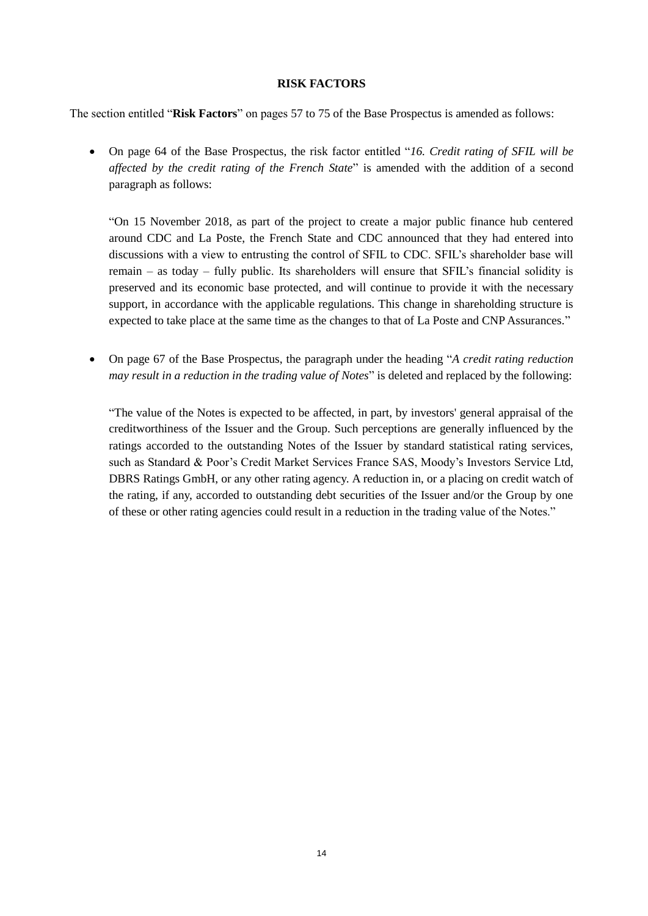## RISK FACTORS

The section entitled "**Risk Factors**" on pages 57 to 75 of the Base Prospectus is amended as follows:

- On page 64 of the Base Prospectus, the risk factor entitled "*16. Credit rating of SFIL will be affected by the credit rating of the French State*" is amended with the addition of a second paragraph as follows:

  "On 15 November 2018, as part of the project to create a major public finance hub centered around CDC and La Poste, the French State and CDC announced that they had entered into discussions with a view to entrusting the control of SFIL to CDC. SFIL's shareholder base will remain – as today – fully public. Its shareholders will ensure that SFIL's financial solidity is preserved and its economic base protected, and will continue to provide it with the necessary support, in accordance with the applicable regulations. This change in shareholding structure is expected to take place at the same time as the changes to that of La Poste and CNP Assurances."

- On page 67 of the Base Prospectus, the paragraph under the heading "*A credit rating reduction may result in a reduction in the trading value of Notes*" is deleted and replaced by the following:

  "The value of the Notes is expected to be affected, in part, by investors' general appraisal of the creditworthiness of the Issuer and the Group. Such perceptions are generally influenced by the ratings accorded to the outstanding Notes of the Issuer by standard statistical rating services, such as Standard & Poor's Credit Market Services France SAS, Moody's Investors Service Ltd, DBRS Ratings GmbH, or any other rating agency. A reduction in, or a placing on credit watch of the rating, if any, accorded to outstanding debt securities of the Issuer and/or the Group by one of these or other rating agencies could result in a reduction in the trading value of the Notes."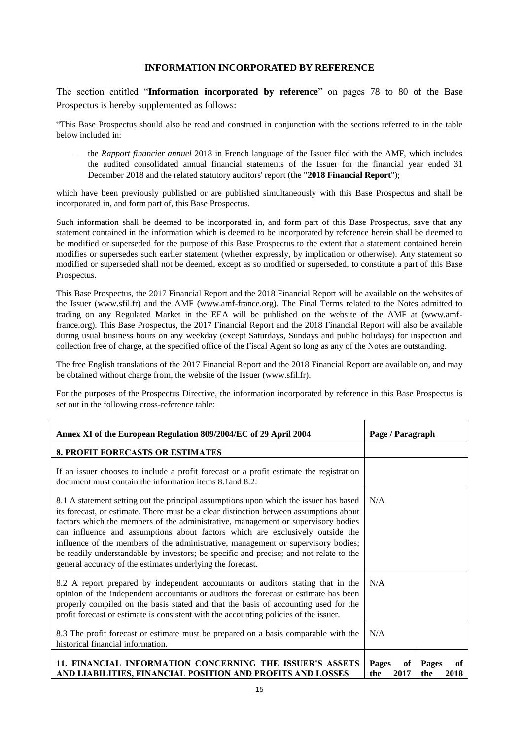## INFORMATION INCORPORATED BY REFERENCE

The section entitled "**Information incorporated by reference**" on pages 78 to 80 of the Base Prospectus is hereby supplemented as follows:

"This Base Prospectus should also be read and construed in conjunction with the sections referred to in the table below included in:

- the *Rapport financier annuel* 2018 in French language of the Issuer filed with the AMF, which includes the audited consolidated annual financial statements of the Issuer for the financial year ended 31 December 2018 and the related statutory auditors' report (the "**2018 Financial Report**");

which have been previously published or are published simultaneously with this Base Prospectus and shall be incorporated in, and form part of, this Base Prospectus.

Such information shall be deemed to be incorporated in, and form part of this Base Prospectus, save that any statement contained in the information which is deemed to be incorporated by reference herein shall be deemed to be modified or superseded for the purpose of this Base Prospectus to the extent that a statement contained herein modifies or supersedes such earlier statement (whether expressly, by implication or otherwise). Any statement so modified or superseded shall not be deemed, except as so modified or superseded, to constitute a part of this Base Prospectus.

This Base Prospectus, the 2017 Financial Report and the 2018 Financial Report will be available on the websites of the Issuer (www.sfil.fr) and the AMF (www.amf-france.org). The Final Terms related to the Notes admitted to trading on any Regulated Market in the EEA will be published on the website of the AMF at (www.amf-france.org). This Base Prospectus, the 2017 Financial Report and the 2018 Financial Report will also be available during usual business hours on any weekday (except Saturdays, Sundays and public holidays) for inspection and collection free of charge, at the specified office of the Fiscal Agent so long as any of the Notes are outstanding.

The free English translations of the 2017 Financial Report and the 2018 Financial Report are available on, and may be obtained without charge from, the website of the Issuer (www.sfil.fr).

For the purposes of the Prospectus Directive, the information incorporated by reference in this Base Prospectus is set out in the following cross-reference table:

| Annex XI of the European Regulation 809/2004/EC of 29 April 2004 | Page / Paragraph | |
|---|---|---|
| **8. PROFIT FORECASTS OR ESTIMATES** | | |
| If an issuer chooses to include a profit forecast or a profit estimate the registration document must contain the information items 8.1and 8.2: | | |
| 8.1 A statement setting out the principal assumptions upon which the issuer has based its forecast, or estimate. There must be a clear distinction between assumptions about factors which the members of the administrative, management or supervisory bodies can influence and assumptions about factors which are exclusively outside the influence of the members of the administrative, management or supervisory bodies; be readily understandable by investors; be specific and precise; and not relate to the general accuracy of the estimates underlying the forecast. | N/A | |
| 8.2 A report prepared by independent accountants or auditors stating that in the opinion of the independent accountants or auditors the forecast or estimate has been properly compiled on the basis stated and that the basis of accounting used for the profit forecast or estimate is consistent with the accounting policies of the issuer. | N/A | |
| 8.3 The profit forecast or estimate must be prepared on a basis comparable with the historical financial information. | N/A | |
| **11. FINANCIAL INFORMATION CONCERNING THE ISSUER'S ASSETS AND LIABILITIES, FINANCIAL POSITION AND PROFITS AND LOSSES** | **Pages of the 2017** | **Pages of the 2018** |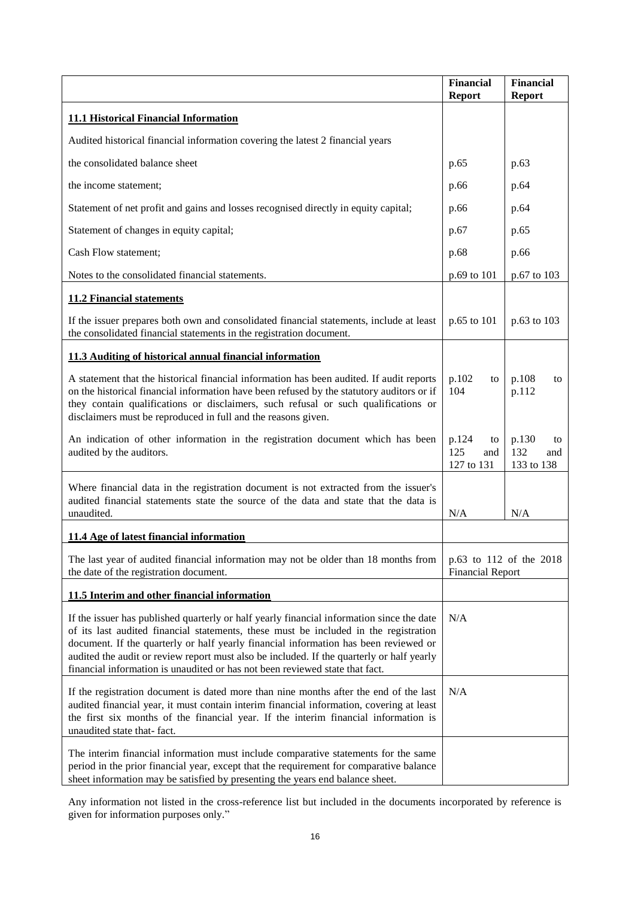| | Financial Report | Financial Report |
|---|---|---|
| **11.1 Historical Financial Information** | | |
| Audited historical financial information covering the latest 2 financial years | | |
| the consolidated balance sheet | p.65 | p.63 |
| the income statement; | p.66 | p.64 |
| Statement of net profit and gains and losses recognised directly in equity capital; | p.66 | p.64 |
| Statement of changes in equity capital; | p.67 | p.65 |
| Cash Flow statement; | p.68 | p.66 |
| Notes to the consolidated financial statements. | p.69 to 101 | p.67 to 103 |
| **11.2 Financial statements** | | |
| If the issuer prepares both own and consolidated financial statements, include at least the consolidated financial statements in the registration document. | p.65 to 101 | p.63 to 103 |
| **11.3 Auditing of historical annual financial information** | | |
| A statement that the historical financial information has been audited. If audit reports on the historical financial information have been refused by the statutory auditors or if they contain qualifications or disclaimers, such refusal or such qualifications or disclaimers must be reproduced in full and the reasons given. | p.102 to 104 | p.108 to p.112 |
| An indication of other information in the registration document which has been audited by the auditors. | p.124 to 125 and 127 to 131 | p.130 to 132 and 133 to 138 |
| Where financial data in the registration document is not extracted from the issuer's audited financial statements state the source of the data and state that the data is unaudited. | N/A | N/A |
| **11.4 Age of latest financial information** | | |
| The last year of audited financial information may not be older than 18 months from the date of the registration document. | p.63 to 112 of the 2018 Financial Report | |
| **11.5 Interim and other financial information** | | |
| If the issuer has published quarterly or half yearly financial information since the date of its last audited financial statements, these must be included in the registration document. If the quarterly or half yearly financial information has been reviewed or audited the audit or review report must also be included. If the quarterly or half yearly financial information is unaudited or has not been reviewed state that fact. | N/A | |
| If the registration document is dated more than nine months after the end of the last audited financial year, it must contain interim financial information, covering at least the first six months of the financial year. If the interim financial information is unaudited state that- fact. | N/A | |
| The interim financial information must include comparative statements for the same period in the prior financial year, except that the requirement for comparative balance sheet information may be satisfied by presenting the years end balance sheet. | | |

Any information not listed in the cross-reference list but included in the documents incorporated by reference is given for information purposes only."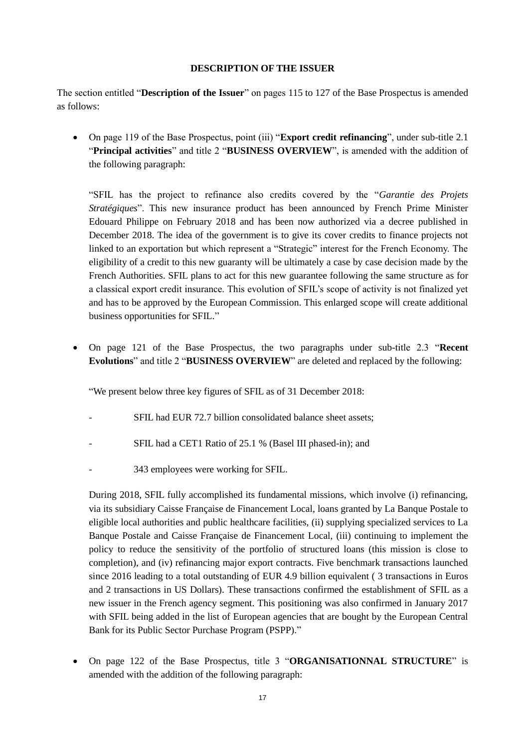**DESCRIPTION OF THE ISSUER**

The section entitled "**Description of the Issuer**" on pages 115 to 127 of the Base Prospectus is amended as follows:

- On page 119 of the Base Prospectus, point (iii) "**Export credit refinancing**", under sub-title 2.1 "**Principal activities**" and title 2 "**BUSINESS OVERVIEW**", is amended with the addition of the following paragraph:

  "SFIL has the project to refinance also credits covered by the "*Garantie des Projets Stratégiques*". This new insurance product has been announced by French Prime Minister Edouard Philippe on February 2018 and has been now authorized via a decree published in December 2018. The idea of the government is to give its cover credits to finance projects not linked to an exportation but which represent a "Strategic" interest for the French Economy. The eligibility of a credit to this new guaranty will be ultimately a case by case decision made by the French Authorities. SFIL plans to act for this new guarantee following the same structure as for a classical export credit insurance. This evolution of SFIL's scope of activity is not finalized yet and has to be approved by the European Commission. This enlarged scope will create additional business opportunities for SFIL."

- On page 121 of the Base Prospectus, the two paragraphs under sub-title 2.3 "**Recent Evolutions**" and title 2 "**BUSINESS OVERVIEW**" are deleted and replaced by the following:

  "We present below three key figures of SFIL as of 31 December 2018:

  - SFIL had EUR 72.7 billion consolidated balance sheet assets;
  - SFIL had a CET1 Ratio of 25.1 % (Basel III phased-in); and
  - 343 employees were working for SFIL.

  During 2018, SFIL fully accomplished its fundamental missions, which involve (i) refinancing, via its subsidiary Caisse Française de Financement Local, loans granted by La Banque Postale to eligible local authorities and public healthcare facilities, (ii) supplying specialized services to La Banque Postale and Caisse Française de Financement Local, (iii) continuing to implement the policy to reduce the sensitivity of the portfolio of structured loans (this mission is close to completion), and (iv) refinancing major export contracts. Five benchmark transactions launched since 2016 leading to a total outstanding of EUR 4.9 billion equivalent ( 3 transactions in Euros and 2 transactions in US Dollars). These transactions confirmed the establishment of SFIL as a new issuer in the French agency segment. This positioning was also confirmed in January 2017 with SFIL being added in the list of European agencies that are bought by the European Central Bank for its Public Sector Purchase Program (PSPP)."

- On page 122 of the Base Prospectus, title 3 "**ORGANISATIONNAL STRUCTURE**" is amended with the addition of the following paragraph: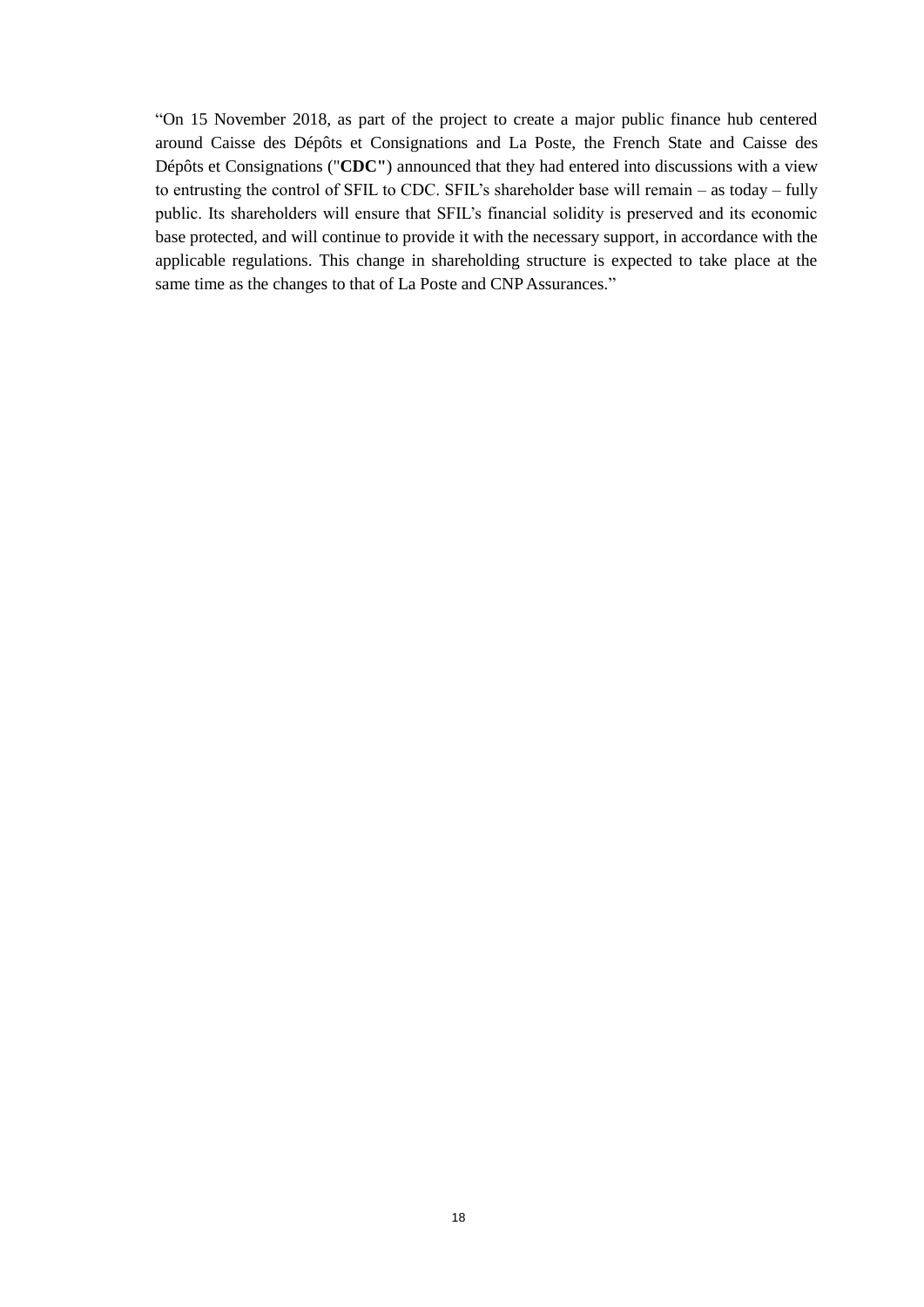“On 15 November 2018, as part of the project to create a major public finance hub centered around Caisse des Dépôts et Consignations and La Poste, the French State and Caisse des Dépôts et Consignations ("**CDC"**) announced that they had entered into discussions with a view to entrusting the control of SFIL to CDC. SFIL’s shareholder base will remain – as today – fully public. Its shareholders will ensure that SFIL’s financial solidity is preserved and its economic base protected, and will continue to provide it with the necessary support, in accordance with the applicable regulations. This change in shareholding structure is expected to take place at the same time as the changes to that of La Poste and CNP Assurances.”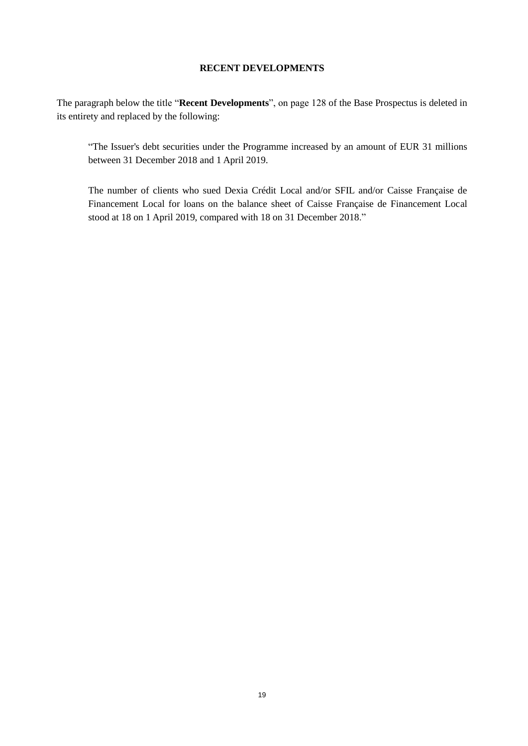## RECENT DEVELOPMENTS

The paragraph below the title "**Recent Developments**", on page 128 of the Base Prospectus is deleted in its entirety and replaced by the following:

> "The Issuer's debt securities under the Programme increased by an amount of EUR 31 millions between 31 December 2018 and 1 April 2019.
>
> The number of clients who sued Dexia Crédit Local and/or SFIL and/or Caisse Française de Financement Local for loans on the balance sheet of Caisse Française de Financement Local stood at 18 on 1 April 2019, compared with 18 on 31 December 2018."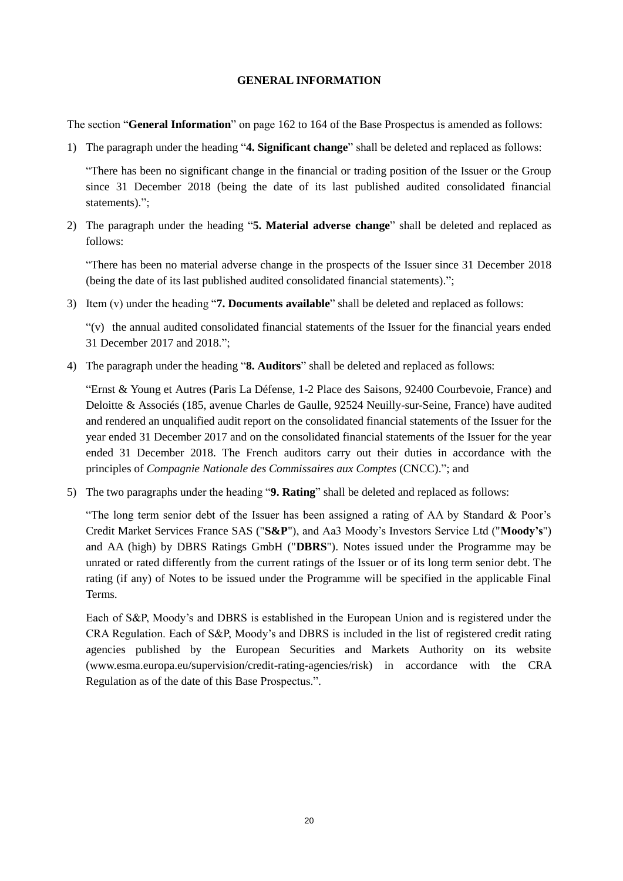## GENERAL INFORMATION

The section "**General Information**" on page 162 to 164 of the Base Prospectus is amended as follows:

1) The paragraph under the heading "**4. Significant change**" shall be deleted and replaced as follows:

   "There has been no significant change in the financial or trading position of the Issuer or the Group since 31 December 2018 (being the date of its last published audited consolidated financial statements).";

2) The paragraph under the heading "**5. Material adverse change**" shall be deleted and replaced as follows:

   "There has been no material adverse change in the prospects of the Issuer since 31 December 2018 (being the date of its last published audited consolidated financial statements).";

3) Item (v) under the heading "**7. Documents available**" shall be deleted and replaced as follows:

   "(v) the annual audited consolidated financial statements of the Issuer for the financial years ended 31 December 2017 and 2018.";

4) The paragraph under the heading "**8. Auditors**" shall be deleted and replaced as follows:

   "Ernst & Young et Autres (Paris La Défense, 1-2 Place des Saisons, 92400 Courbevoie, France) and Deloitte & Associés (185, avenue Charles de Gaulle, 92524 Neuilly-sur-Seine, France) have audited and rendered an unqualified audit report on the consolidated financial statements of the Issuer for the year ended 31 December 2017 and on the consolidated financial statements of the Issuer for the year ended 31 December 2018. The French auditors carry out their duties in accordance with the principles of *Compagnie Nationale des Commissaires aux Comptes* (CNCC)."; and

5) The two paragraphs under the heading "**9. Rating**" shall be deleted and replaced as follows:

   "The long term senior debt of the Issuer has been assigned a rating of AA by Standard & Poor's Credit Market Services France SAS ("**S&P**"), and Aa3 Moody's Investors Service Ltd ("**Moody's**") and AA (high) by DBRS Ratings GmbH ("**DBRS**"). Notes issued under the Programme may be unrated or rated differently from the current ratings of the Issuer or of its long term senior debt. The rating (if any) of Notes to be issued under the Programme will be specified in the applicable Final Terms.

   Each of S&P, Moody's and DBRS is established in the European Union and is registered under the CRA Regulation. Each of S&P, Moody's and DBRS is included in the list of registered credit rating agencies published by the European Securities and Markets Authority on its website (www.esma.europa.eu/supervision/credit-rating-agencies/risk) in accordance with the CRA Regulation as of the date of this Base Prospectus.".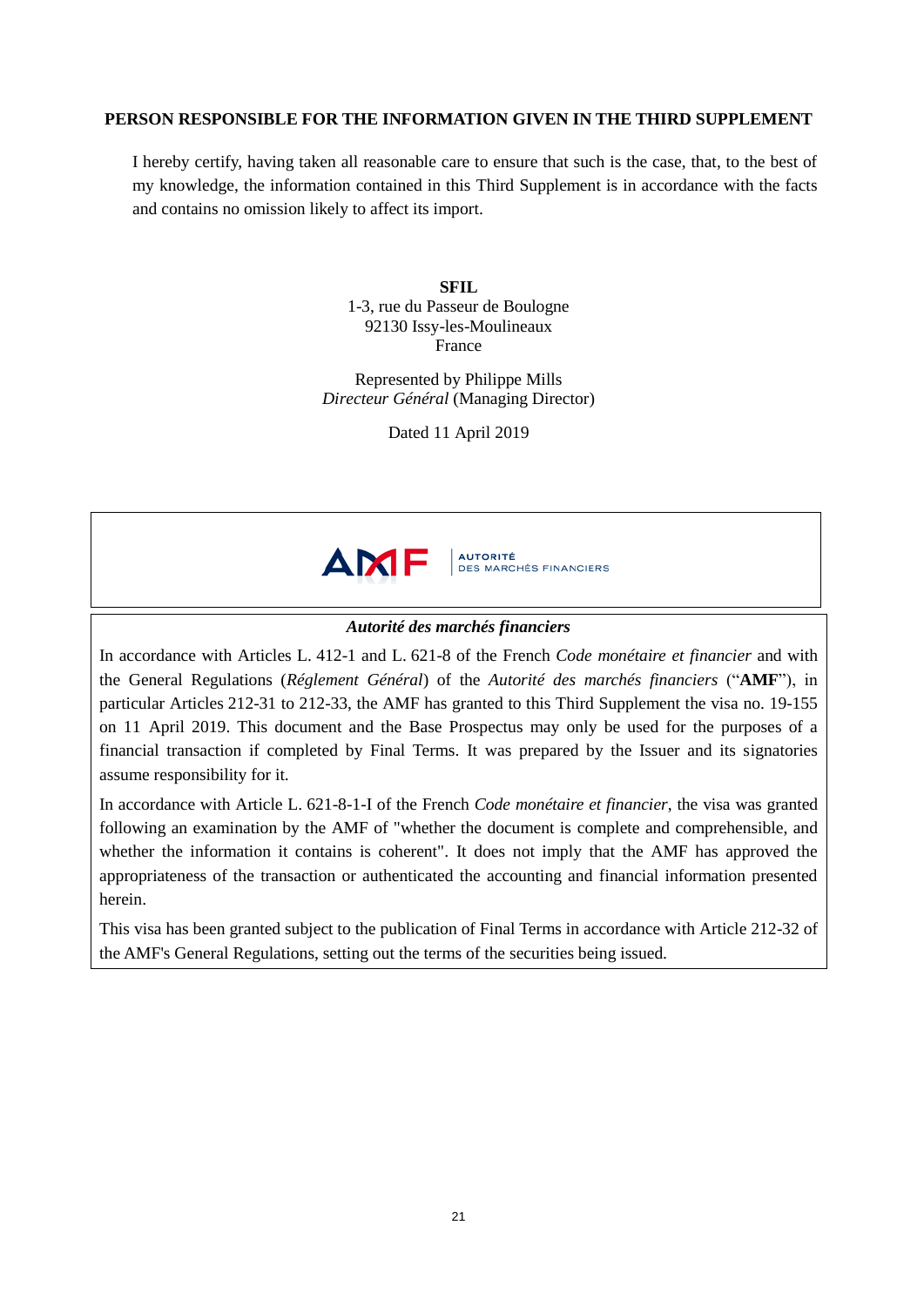## PERSON RESPONSIBLE FOR THE INFORMATION GIVEN IN THE THIRD SUPPLEMENT

I hereby certify, having taken all reasonable care to ensure that such is the case, that, to the best of my knowledge, the information contained in this Third Supplement is in accordance with the facts and contains no omission likely to affect its import.

**SFIL**
1-3, rue du Passeur de Boulogne
92130 Issy-les-Moulineaux
France

Represented by Philippe Mills
*Directeur Général* (Managing Director)

Dated 11 April 2019

AMF | AUTORITÉ DES MARCHÉS FINANCIERS

***Autorité des marchés financiers***

In accordance with Articles L. 412-1 and L. 621-8 of the French *Code monétaire et financier* and with the General Regulations (*Réglement Général*) of the *Autorité des marchés financiers* ("**AMF**"), in particular Articles 212-31 to 212-33, the AMF has granted to this Third Supplement the visa no. 19-155 on 11 April 2019. This document and the Base Prospectus may only be used for the purposes of a financial transaction if completed by Final Terms. It was prepared by the Issuer and its signatories assume responsibility for it.

In accordance with Article L. 621-8-1-I of the French *Code monétaire et financier*, the visa was granted following an examination by the AMF of "whether the document is complete and comprehensible, and whether the information it contains is coherent". It does not imply that the AMF has approved the appropriateness of the transaction or authenticated the accounting and financial information presented herein.

This visa has been granted subject to the publication of Final Terms in accordance with Article 212-32 of the AMF's General Regulations, setting out the terms of the securities being issued.